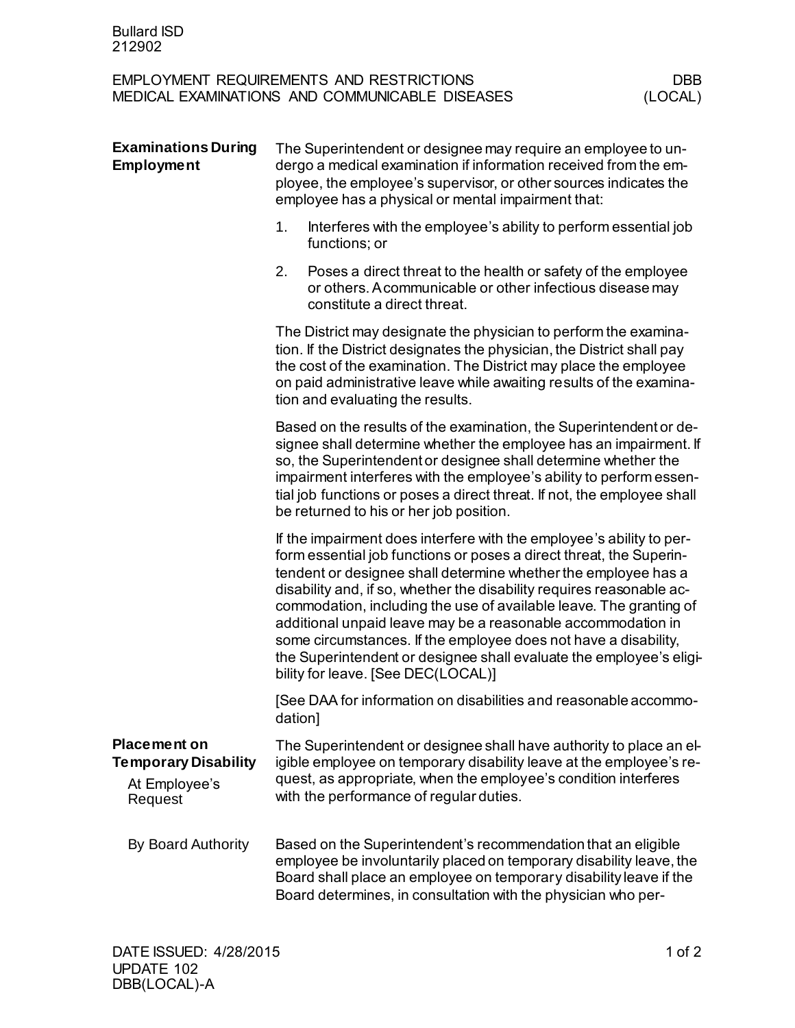Bullard ISD
212902

EMPLOYMENT REQUIREMENTS AND RESTRICTIONS — DBB
MEDICAL EXAMINATIONS AND COMMUNICABLE DISEASES — (LOCAL)

## Examinations During Employment

The Superintendent or designee may require an employee to undergo a medical examination if information received from the employee, the employee's supervisor, or other sources indicates the employee has a physical or mental impairment that:

1. Interferes with the employee's ability to perform essential job functions; or
2. Poses a direct threat to the health or safety of the employee or others. A communicable or other infectious disease may constitute a direct threat.

The District may designate the physician to perform the examination. If the District designates the physician, the District shall pay the cost of the examination. The District may place the employee on paid administrative leave while awaiting results of the examination and evaluating the results.

Based on the results of the examination, the Superintendent or designee shall determine whether the employee has an impairment. If so, the Superintendent or designee shall determine whether the impairment interferes with the employee's ability to perform essential job functions or poses a direct threat. If not, the employee shall be returned to his or her job position.

If the impairment does interfere with the employee's ability to perform essential job functions or poses a direct threat, the Superintendent or designee shall determine whether the employee has a disability and, if so, whether the disability requires reasonable accommodation, including the use of available leave. The granting of additional unpaid leave may be a reasonable accommodation in some circumstances. If the employee does not have a disability, the Superintendent or designee shall evaluate the employee's eligibility for leave. [See DEC(LOCAL)]

[See DAA for information on disabilities and reasonable accommodation]

## Placement on Temporary Disability

### At Employee's Request

The Superintendent or designee shall have authority to place an eligible employee on temporary disability leave at the employee's request, as appropriate, when the employee's condition interferes with the performance of regular duties.

### By Board Authority

Based on the Superintendent's recommendation that an eligible employee be involuntarily placed on temporary disability leave, the Board shall place an employee on temporary disability leave if the Board determines, in consultation with the physician who per-

DATE ISSUED: 4/28/2015
UPDATE 102
DBB(LOCAL)-A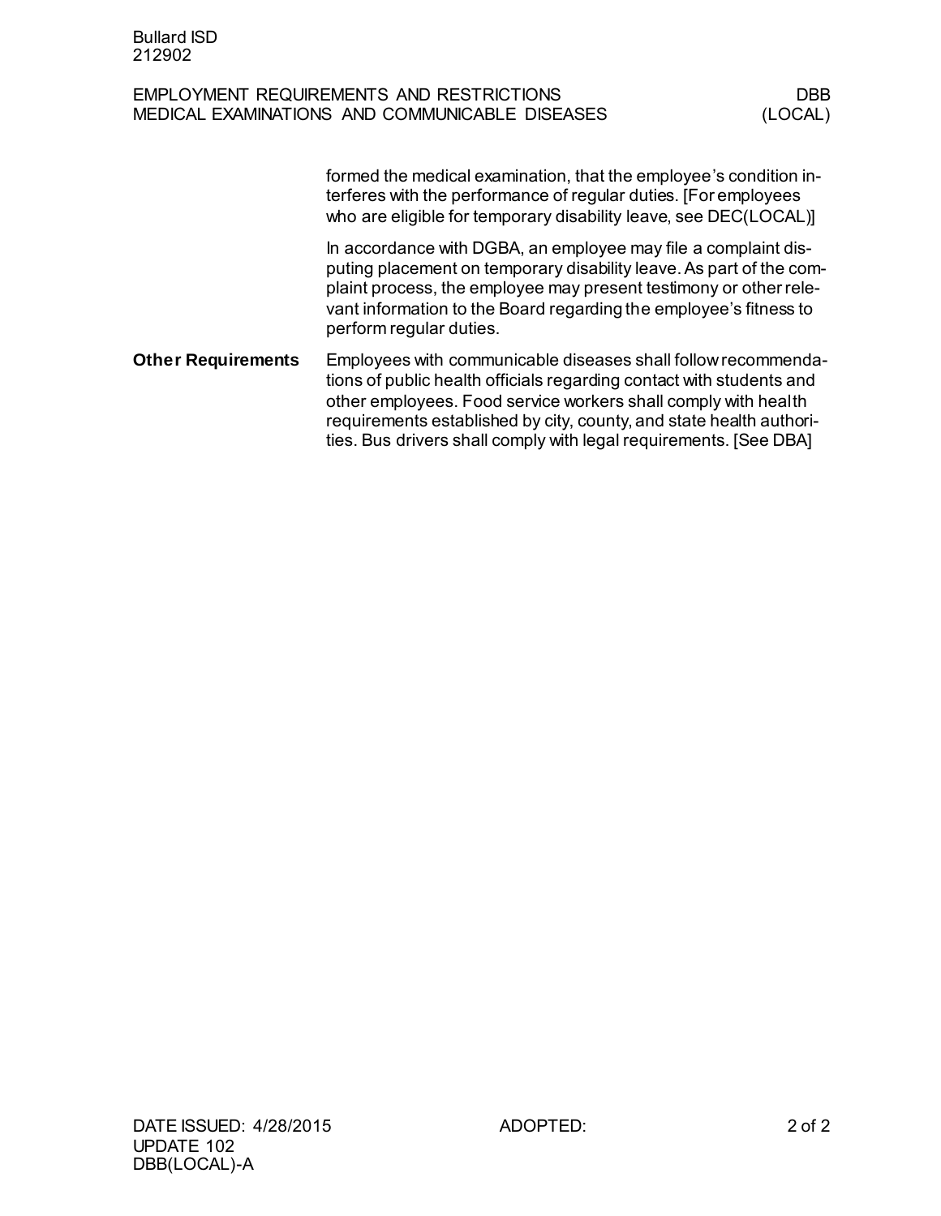formed the medical examination, that the employee's condition interferes with the performance of regular duties. [For employees who are eligible for temporary disability leave, see DEC(LOCAL)]

In accordance with DGBA, an employee may file a complaint disputing placement on temporary disability leave. As part of the complaint process, the employee may present testimony or other relevant information to the Board regarding the employee's fitness to perform regular duties.

**Other Requirements**

Employees with communicable diseases shall follow recommendations of public health officials regarding contact with students and other employees. Food service workers shall comply with health requirements established by city, county, and state health authorities. Bus drivers shall comply with legal requirements. [See DBA]